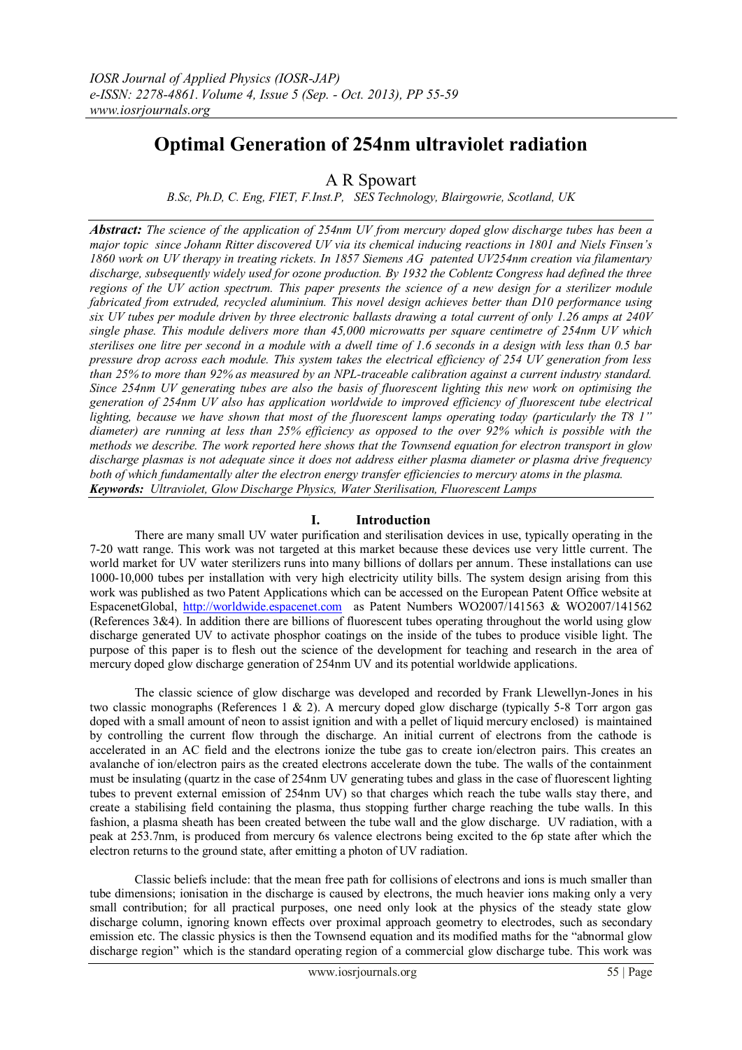# Optimal Generation of 254nm ultraviolet radiation

A R Spowart

*B.Sc, Ph.D, C. Eng, FIET, F.Inst.P, SES Technology, Blairgowrie, Scotland, UK*

***Abstract:*** *The science of the application of 254nm UV from mercury doped glow discharge tubes has been a major topic since Johann Ritter discovered UV via its chemical inducing reactions in 1801 and Niels Finsen's 1860 work on UV therapy in treating rickets. In 1857 Siemens AG patented UV254nm creation via filamentary discharge, subsequently widely used for ozone production. By 1932 the Coblentz Congress had defined the three regions of the UV action spectrum. This paper presents the science of a new design for a sterilizer module fabricated from extruded, recycled aluminium. This novel design achieves better than D10 performance using six UV tubes per module driven by three electronic ballasts drawing a total current of only 1.26 amps at 240V single phase. This module delivers more than 45,000 microwatts per square centimetre of 254nm UV which sterilises one litre per second in a module with a dwell time of 1.6 seconds in a design with less than 0.5 bar pressure drop across each module. This system takes the electrical efficiency of 254 UV generation from less than 25% to more than 92% as measured by an NPL-traceable calibration against a current industry standard. Since 254nm UV generating tubes are also the basis of fluorescent lighting this new work on optimising the generation of 254nm UV also has application worldwide to improved efficiency of fluorescent tube electrical lighting, because we have shown that most of the fluorescent lamps operating today (particularly the T8 1" diameter) are running at less than 25% efficiency as opposed to the over 92% which is possible with the methods we describe. The work reported here shows that the Townsend equation for electron transport in glow discharge plasmas is not adequate since it does not address either plasma diameter or plasma drive frequency both of which fundamentally alter the electron energy transfer efficiencies to mercury atoms in the plasma.*

***Keywords:*** *Ultraviolet, Glow Discharge Physics, Water Sterilisation, Fluorescent Lamps*

## I. Introduction

There are many small UV water purification and sterilisation devices in use, typically operating in the 7-20 watt range. This work was not targeted at this market because these devices use very little current. The world market for UV water sterilizers runs into many billions of dollars per annum. These installations can use 1000-10,000 tubes per installation with very high electricity utility bills. The system design arising from this work was published as two Patent Applications which can be accessed on the European Patent Office website at EspacenetGlobal, http://worldwide.espacenet.com as Patent Numbers WO2007/141563 & WO2007/141562 (References 3&4). In addition there are billions of fluorescent tubes operating throughout the world using glow discharge generated UV to activate phosphor coatings on the inside of the tubes to produce visible light. The purpose of this paper is to flesh out the science of the development for teaching and research in the area of mercury doped glow discharge generation of 254nm UV and its potential worldwide applications.

The classic science of glow discharge was developed and recorded by Frank Llewellyn-Jones in his two classic monographs (References 1 & 2). A mercury doped glow discharge (typically 5-8 Torr argon gas doped with a small amount of neon to assist ignition and with a pellet of liquid mercury enclosed) is maintained by controlling the current flow through the discharge. An initial current of electrons from the cathode is accelerated in an AC field and the electrons ionize the tube gas to create ion/electron pairs. This creates an avalanche of ion/electron pairs as the created electrons accelerate down the tube. The walls of the containment must be insulating (quartz in the case of 254nm UV generating tubes and glass in the case of fluorescent lighting tubes to prevent external emission of 254nm UV) so that charges which reach the tube walls stay there, and create a stabilising field containing the plasma, thus stopping further charge reaching the tube walls. In this fashion, a plasma sheath has been created between the tube wall and the glow discharge. UV radiation, with a peak at 253.7nm, is produced from mercury 6s valence electrons being excited to the 6p state after which the electron returns to the ground state, after emitting a photon of UV radiation.

Classic beliefs include: that the mean free path for collisions of electrons and ions is much smaller than tube dimensions; ionisation in the discharge is caused by electrons, the much heavier ions making only a very small contribution; for all practical purposes, one need only look at the physics of the steady state glow discharge column, ignoring known effects over proximal approach geometry to electrodes, such as secondary emission etc. The classic physics is then the Townsend equation and its modified maths for the "abnormal glow discharge region" which is the standard operating region of a commercial glow discharge tube. This work was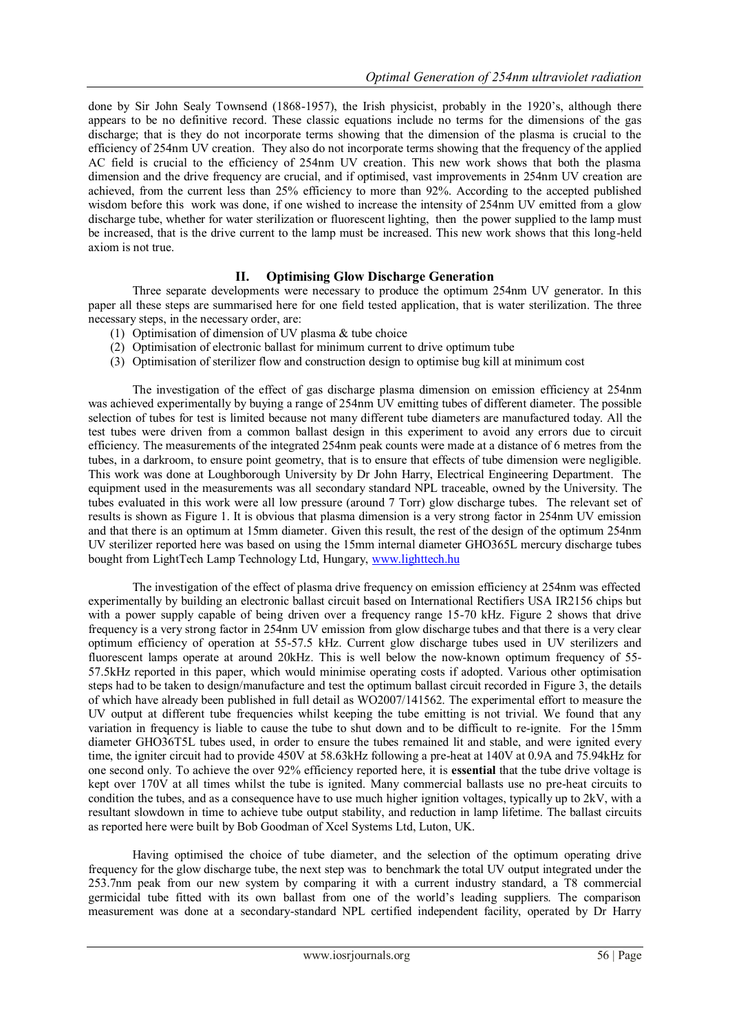done by Sir John Sealy Townsend (1868-1957), the Irish physicist, probably in the 1920's, although there appears to be no definitive record. These classic equations include no terms for the dimensions of the gas discharge; that is they do not incorporate terms showing that the dimension of the plasma is crucial to the efficiency of 254nm UV creation. They also do not incorporate terms showing that the frequency of the applied AC field is crucial to the efficiency of 254nm UV creation. This new work shows that both the plasma dimension and the drive frequency are crucial, and if optimised, vast improvements in 254nm UV creation are achieved, from the current less than 25% efficiency to more than 92%. According to the accepted published wisdom before this work was done, if one wished to increase the intensity of 254nm UV emitted from a glow discharge tube, whether for water sterilization or fluorescent lighting, then the power supplied to the lamp must be increased, that is the drive current to the lamp must be increased. This new work shows that this long-held axiom is not true.

## II. Optimising Glow Discharge Generation

Three separate developments were necessary to produce the optimum 254nm UV generator. In this paper all these steps are summarised here for one field tested application, that is water sterilization. The three necessary steps, in the necessary order, are:

1. Optimisation of dimension of UV plasma & tube choice
2. Optimisation of electronic ballast for minimum current to drive optimum tube
3. Optimisation of sterilizer flow and construction design to optimise bug kill at minimum cost

The investigation of the effect of gas discharge plasma dimension on emission efficiency at 254nm was achieved experimentally by buying a range of 254nm UV emitting tubes of different diameter. The possible selection of tubes for test is limited because not many different tube diameters are manufactured today. All the test tubes were driven from a common ballast design in this experiment to avoid any errors due to circuit efficiency. The measurements of the integrated 254nm peak counts were made at a distance of 6 metres from the tubes, in a darkroom, to ensure point geometry, that is to ensure that effects of tube dimension were negligible. This work was done at Loughborough University by Dr John Harry, Electrical Engineering Department. The equipment used in the measurements was all secondary standard NPL traceable, owned by the University. The tubes evaluated in this work were all low pressure (around 7 Torr) glow discharge tubes. The relevant set of results is shown as Figure 1. It is obvious that plasma dimension is a very strong factor in 254nm UV emission and that there is an optimum at 15mm diameter. Given this result, the rest of the design of the optimum 254nm UV sterilizer reported here was based on using the 15mm internal diameter GHO365L mercury discharge tubes bought from LightTech Lamp Technology Ltd, Hungary, www.lighttech.hu

The investigation of the effect of plasma drive frequency on emission efficiency at 254nm was effected experimentally by building an electronic ballast circuit based on International Rectifiers USA IR2156 chips but with a power supply capable of being driven over a frequency range 15-70 kHz. Figure 2 shows that drive frequency is a very strong factor in 254nm UV emission from glow discharge tubes and that there is a very clear optimum efficiency of operation at 55-57.5 kHz. Current glow discharge tubes used in UV sterilizers and fluorescent lamps operate at around 20kHz. This is well below the now-known optimum frequency of 55-57.5kHz reported in this paper, which would minimise operating costs if adopted. Various other optimisation steps had to be taken to design/manufacture and test the optimum ballast circuit recorded in Figure 3, the details of which have already been published in full detail as WO2007/141562. The experimental effort to measure the UV output at different tube frequencies whilst keeping the tube emitting is not trivial. We found that any variation in frequency is liable to cause the tube to shut down and to be difficult to re-ignite. For the 15mm diameter GHO36T5L tubes used, in order to ensure the tubes remained lit and stable, and were ignited every time, the igniter circuit had to provide 450V at 58.63kHz following a pre-heat at 140V at 0.9A and 75.94kHz for one second only. To achieve the over 92% efficiency reported here, it is **essential** that the tube drive voltage is kept over 170V at all times whilst the tube is ignited. Many commercial ballasts use no pre-heat circuits to condition the tubes, and as a consequence have to use much higher ignition voltages, typically up to 2kV, with a resultant slowdown in time to achieve tube output stability, and reduction in lamp lifetime. The ballast circuits as reported here were built by Bob Goodman of Xcel Systems Ltd, Luton, UK.

Having optimised the choice of tube diameter, and the selection of the optimum operating drive frequency for the glow discharge tube, the next step was to benchmark the total UV output integrated under the 253.7nm peak from our new system by comparing it with a current industry standard, a T8 commercial germicidal tube fitted with its own ballast from one of the world's leading suppliers. The comparison measurement was done at a secondary-standard NPL certified independent facility, operated by Dr Harry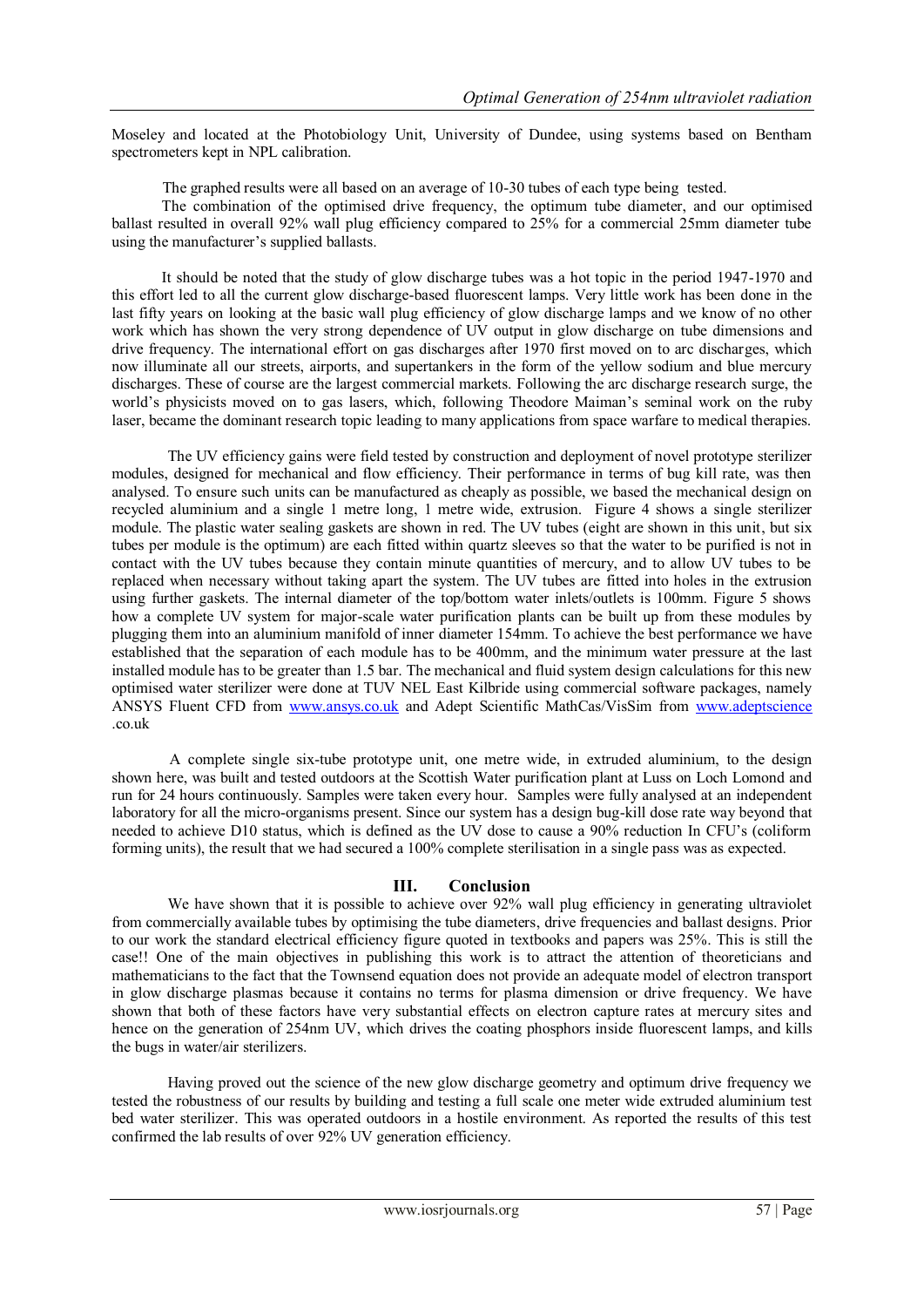Moseley and located at the Photobiology Unit, University of Dundee, using systems based on Bentham spectrometers kept in NPL calibration.

The graphed results were all based on an average of 10-30 tubes of each type being tested.

The combination of the optimised drive frequency, the optimum tube diameter, and our optimised ballast resulted in overall 92% wall plug efficiency compared to 25% for a commercial 25mm diameter tube using the manufacturer's supplied ballasts.

It should be noted that the study of glow discharge tubes was a hot topic in the period 1947-1970 and this effort led to all the current glow discharge-based fluorescent lamps. Very little work has been done in the last fifty years on looking at the basic wall plug efficiency of glow discharge lamps and we know of no other work which has shown the very strong dependence of UV output in glow discharge on tube dimensions and drive frequency. The international effort on gas discharges after 1970 first moved on to arc discharges, which now illuminate all our streets, airports, and supertankers in the form of the yellow sodium and blue mercury discharges. These of course are the largest commercial markets. Following the arc discharge research surge, the world's physicists moved on to gas lasers, which, following Theodore Maiman's seminal work on the ruby laser, became the dominant research topic leading to many applications from space warfare to medical therapies.

The UV efficiency gains were field tested by construction and deployment of novel prototype sterilizer modules, designed for mechanical and flow efficiency. Their performance in terms of bug kill rate, was then analysed. To ensure such units can be manufactured as cheaply as possible, we based the mechanical design on recycled aluminium and a single 1 metre long, 1 metre wide, extrusion. Figure 4 shows a single sterilizer module. The plastic water sealing gaskets are shown in red. The UV tubes (eight are shown in this unit, but six tubes per module is the optimum) are each fitted within quartz sleeves so that the water to be purified is not in contact with the UV tubes because they contain minute quantities of mercury, and to allow UV tubes to be replaced when necessary without taking apart the system. The UV tubes are fitted into holes in the extrusion using further gaskets. The internal diameter of the top/bottom water inlets/outlets is 100mm. Figure 5 shows how a complete UV system for major-scale water purification plants can be built up from these modules by plugging them into an aluminium manifold of inner diameter 154mm. To achieve the best performance we have established that the separation of each module has to be 400mm, and the minimum water pressure at the last installed module has to be greater than 1.5 bar. The mechanical and fluid system design calculations for this new optimised water sterilizer were done at TUV NEL East Kilbride using commercial software packages, namely ANSYS Fluent CFD from www.ansys.co.uk and Adept Scientific MathCas/VisSim from www.adeptscience .co.uk

A complete single six-tube prototype unit, one metre wide, in extruded aluminium, to the design shown here, was built and tested outdoors at the Scottish Water purification plant at Luss on Loch Lomond and run for 24 hours continuously. Samples were taken every hour. Samples were fully analysed at an independent laboratory for all the micro-organisms present. Since our system has a design bug-kill dose rate way beyond that needed to achieve D10 status, which is defined as the UV dose to cause a 90% reduction In CFU's (coliform forming units), the result that we had secured a 100% complete sterilisation in a single pass was as expected.

## III. Conclusion

We have shown that it is possible to achieve over 92% wall plug efficiency in generating ultraviolet from commercially available tubes by optimising the tube diameters, drive frequencies and ballast designs. Prior to our work the standard electrical efficiency figure quoted in textbooks and papers was 25%. This is still the case!! One of the main objectives in publishing this work is to attract the attention of theoreticians and mathematicians to the fact that the Townsend equation does not provide an adequate model of electron transport in glow discharge plasmas because it contains no terms for plasma dimension or drive frequency. We have shown that both of these factors have very substantial effects on electron capture rates at mercury sites and hence on the generation of 254nm UV, which drives the coating phosphors inside fluorescent lamps, and kills the bugs in water/air sterilizers.

Having proved out the science of the new glow discharge geometry and optimum drive frequency we tested the robustness of our results by building and testing a full scale one meter wide extruded aluminium test bed water sterilizer. This was operated outdoors in a hostile environment. As reported the results of this test confirmed the lab results of over 92% UV generation efficiency.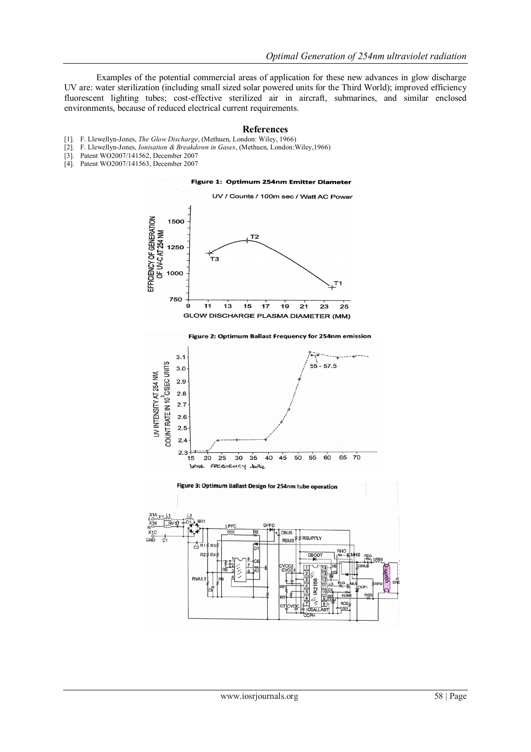Examples of the potential commercial areas of application for these new advances in glow discharge UV are: water sterilization (including small sized solar powered units for the Third World); improved efficiency fluorescent lighting tubes; cost-effective sterilized air in aircraft, submarines, and similar enclosed environments, because of reduced electrical current requirements.

## References

[1]. F. Llewellyn-Jones, *The Glow Discharge*, (Methuen, London: Wiley, 1966)
[2]. F. Llewellyn-Jones, *Ionisation & Breakdown in Gases*, (Methuen, London:Wiley,1966)
[3]. Patent WO2007/141562, December 2007
[4]. Patent WO2007/141563, December 2007

**Figure 1: Optimum 254nm Emitter Diameter**

**Figure 2: Optimum Ballast Frequency for 254nm emission**

**Figure 3: Optimum Ballast Design for 254nm tube operation**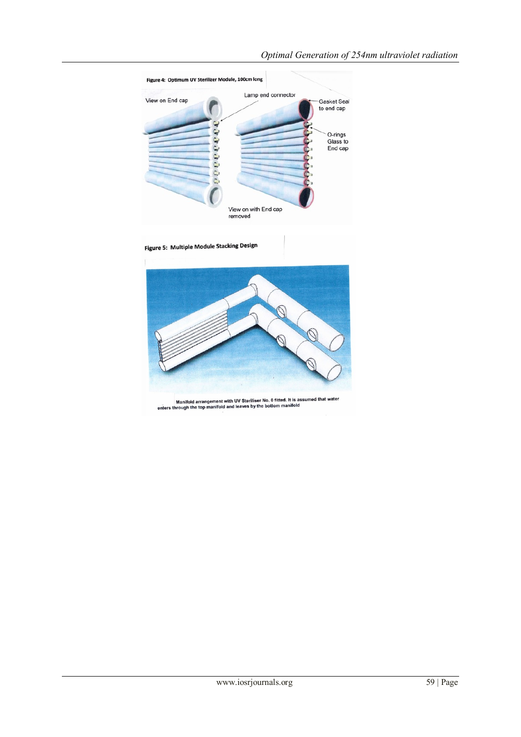Figure 4: Optimum UV Sterilizer Module, 100cm long

View on End cap

Lamp end connector

Gasket Seal to end cap

O-rings Glass to End cap

View on with End cap removed

Figure 5: Multiple Module Stacking Design

Manifold arrangement with UV Steriliser No. 0 fitted. It is assumed that water enters through the top manifold and leaves by the bottom manifold